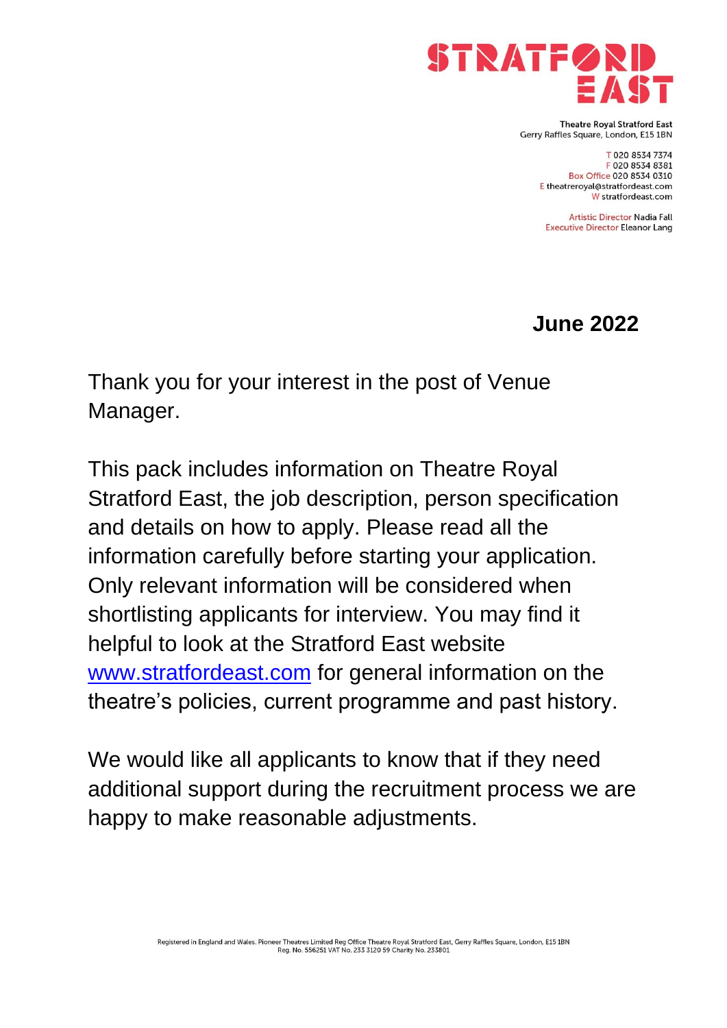STRATFORD EAST

Theatre Royal Stratford East
Gerry Raffles Square, London, E15 1BN

T 020 8534 7374
F 020 8534 8381
Box Office 020 8534 0310
E theatreroyal@stratfordeast.com
W stratfordeast.com

Artistic Director Nadia Fall
Executive Director Eleanor Lang

**June 2022**

Thank you for your interest in the post of Venue Manager.

This pack includes information on Theatre Royal Stratford East, the job description, person specification and details on how to apply. Please read all the information carefully before starting your application. Only relevant information will be considered when shortlisting applicants for interview. You may find it helpful to look at the Stratford East website [www.stratfordeast.com](http://www.stratfordeast.com) for general information on the theatre's policies, current programme and past history.

We would like all applicants to know that if they need additional support during the recruitment process we are happy to make reasonable adjustments.

Registered in England and Wales. Pioneer Theatres Limited Reg Office Theatre Royal Stratford East, Gerry Raffles Square, London, E15 1BN
Reg. No. 556251 VAT No. 233 3120 59 Charity No. 233801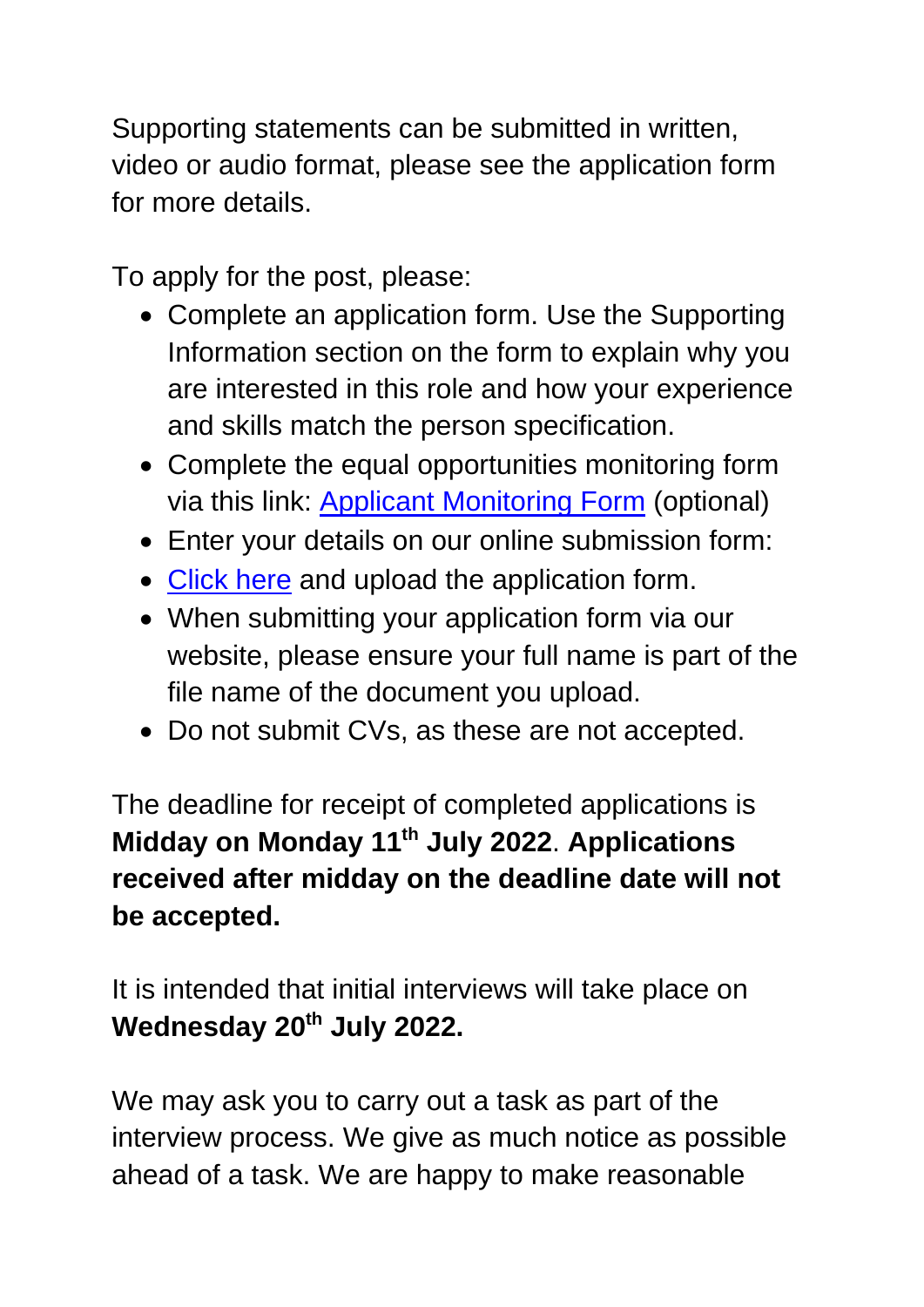Supporting statements can be submitted in written, video or audio format, please see the application form for more details.

To apply for the post, please:

- Complete an application form. Use the Supporting Information section on the form to explain why you are interested in this role and how your experience and skills match the person specification.
- Complete the equal opportunities monitoring form via this link: Applicant Monitoring Form (optional)
- Enter your details on our online submission form:
- Click here and upload the application form.
- When submitting your application form via our website, please ensure your full name is part of the file name of the document you upload.
- Do not submit CVs, as these are not accepted.

The deadline for receipt of completed applications is **Midday on Monday 11th July 2022**. **Applications received after midday on the deadline date will not be accepted.**

It is intended that initial interviews will take place on **Wednesday 20th July 2022.**

We may ask you to carry out a task as part of the interview process. We give as much notice as possible ahead of a task. We are happy to make reasonable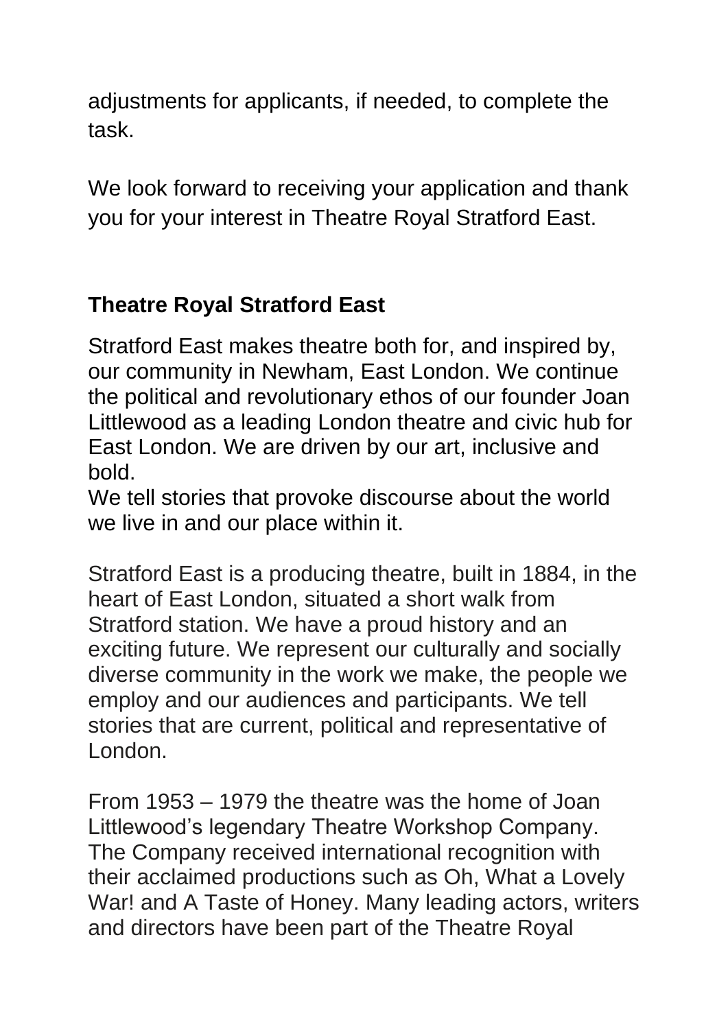adjustments for applicants, if needed, to complete the task.

We look forward to receiving your application and thank you for your interest in Theatre Royal Stratford East.

## Theatre Royal Stratford East

Stratford East makes theatre both for, and inspired by, our community in Newham, East London. We continue the political and revolutionary ethos of our founder Joan Littlewood as a leading London theatre and civic hub for East London. We are driven by our art, inclusive and bold.
We tell stories that provoke discourse about the world we live in and our place within it.

Stratford East is a producing theatre, built in 1884, in the heart of East London, situated a short walk from Stratford station. We have a proud history and an exciting future. We represent our culturally and socially diverse community in the work we make, the people we employ and our audiences and participants. We tell stories that are current, political and representative of London.

From 1953 – 1979 the theatre was the home of Joan Littlewood's legendary Theatre Workshop Company. The Company received international recognition with their acclaimed productions such as Oh, What a Lovely War! and A Taste of Honey. Many leading actors, writers and directors have been part of the Theatre Royal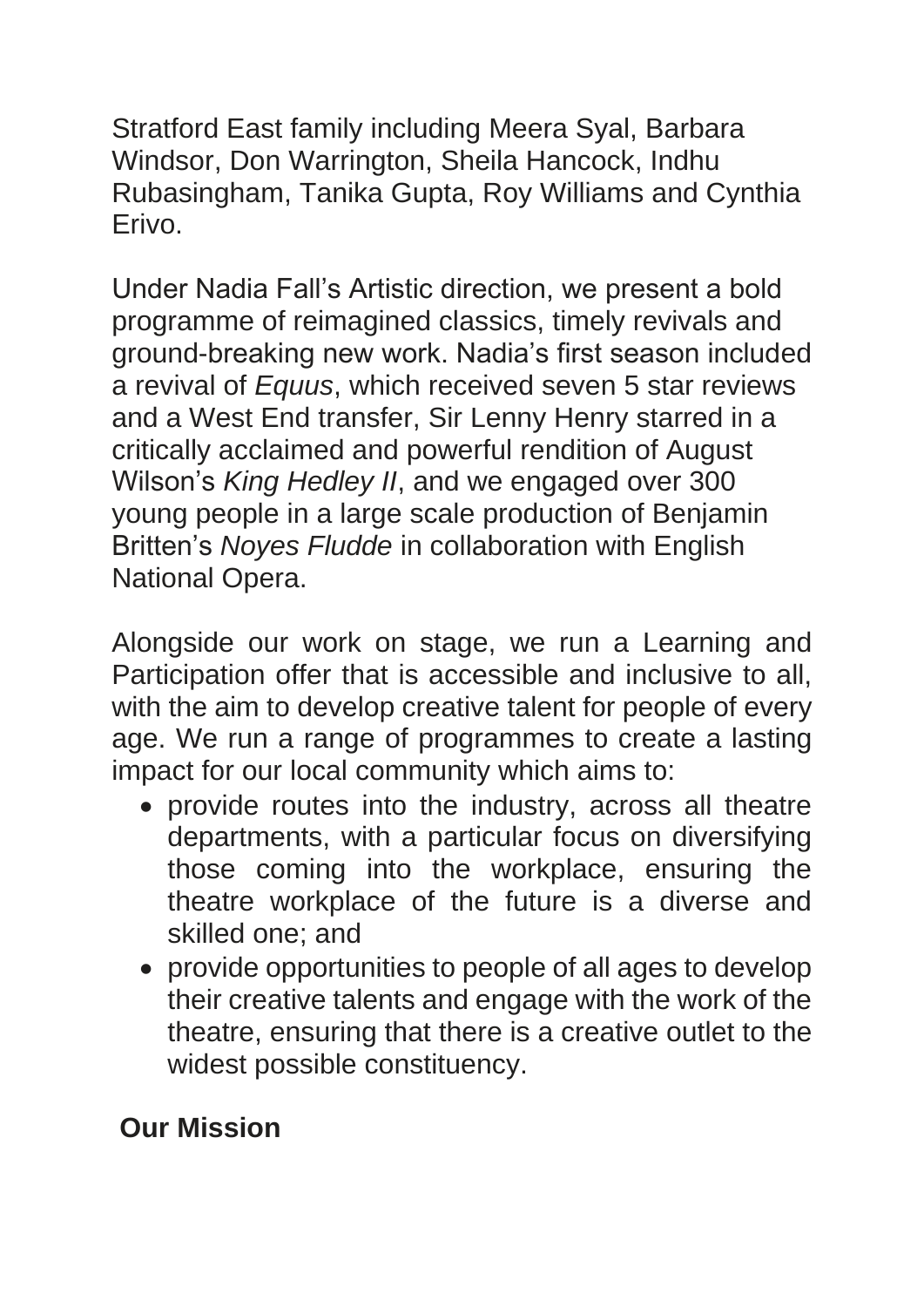Stratford East family including Meera Syal, Barbara Windsor, Don Warrington, Sheila Hancock, Indhu Rubasingham, Tanika Gupta, Roy Williams and Cynthia Erivo.

Under Nadia Fall's Artistic direction, we present a bold programme of reimagined classics, timely revivals and ground-breaking new work. Nadia's first season included a revival of *Equus*, which received seven 5 star reviews and a West End transfer, Sir Lenny Henry starred in a critically acclaimed and powerful rendition of August Wilson's *King Hedley II*, and we engaged over 300 young people in a large scale production of Benjamin Britten's *Noyes Fludde* in collaboration with English National Opera.

Alongside our work on stage, we run a Learning and Participation offer that is accessible and inclusive to all, with the aim to develop creative talent for people of every age. We run a range of programmes to create a lasting impact for our local community which aims to:

- provide routes into the industry, across all theatre departments, with a particular focus on diversifying those coming into the workplace, ensuring the theatre workplace of the future is a diverse and skilled one; and
- provide opportunities to people of all ages to develop their creative talents and engage with the work of the theatre, ensuring that there is a creative outlet to the widest possible constituency.

## Our Mission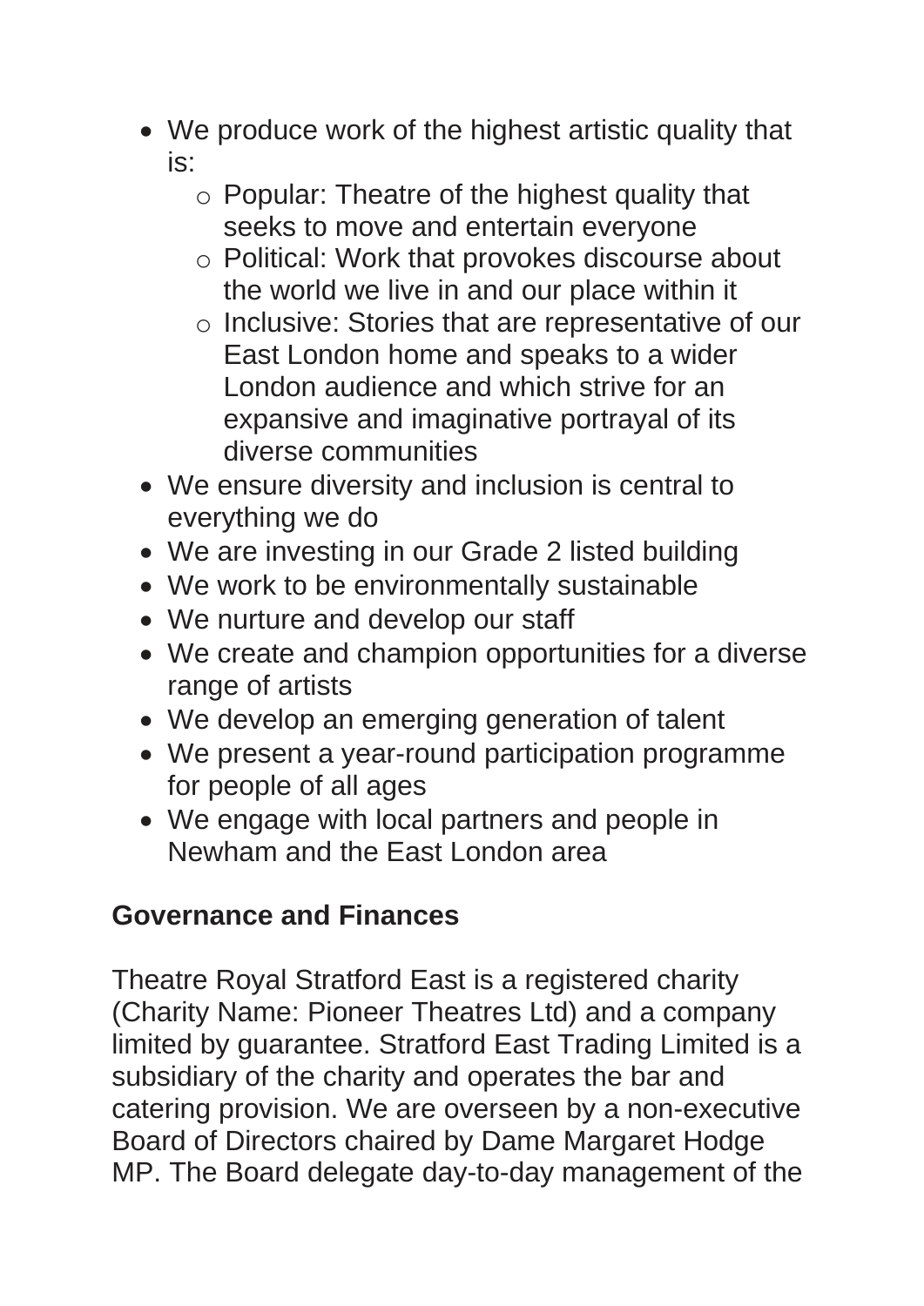- We produce work of the highest artistic quality that is:
    - Popular: Theatre of the highest quality that seeks to move and entertain everyone
    - Political: Work that provokes discourse about the world we live in and our place within it
    - Inclusive: Stories that are representative of our East London home and speaks to a wider London audience and which strive for an expansive and imaginative portrayal of its diverse communities
- We ensure diversity and inclusion is central to everything we do
- We are investing in our Grade 2 listed building
- We work to be environmentally sustainable
- We nurture and develop our staff
- We create and champion opportunities for a diverse range of artists
- We develop an emerging generation of talent
- We present a year-round participation programme for people of all ages
- We engage with local partners and people in Newham and the East London area

**Governance and Finances**

Theatre Royal Stratford East is a registered charity (Charity Name: Pioneer Theatres Ltd) and a company limited by guarantee. Stratford East Trading Limited is a subsidiary of the charity and operates the bar and catering provision. We are overseen by a non-executive Board of Directors chaired by Dame Margaret Hodge MP. The Board delegate day-to-day management of the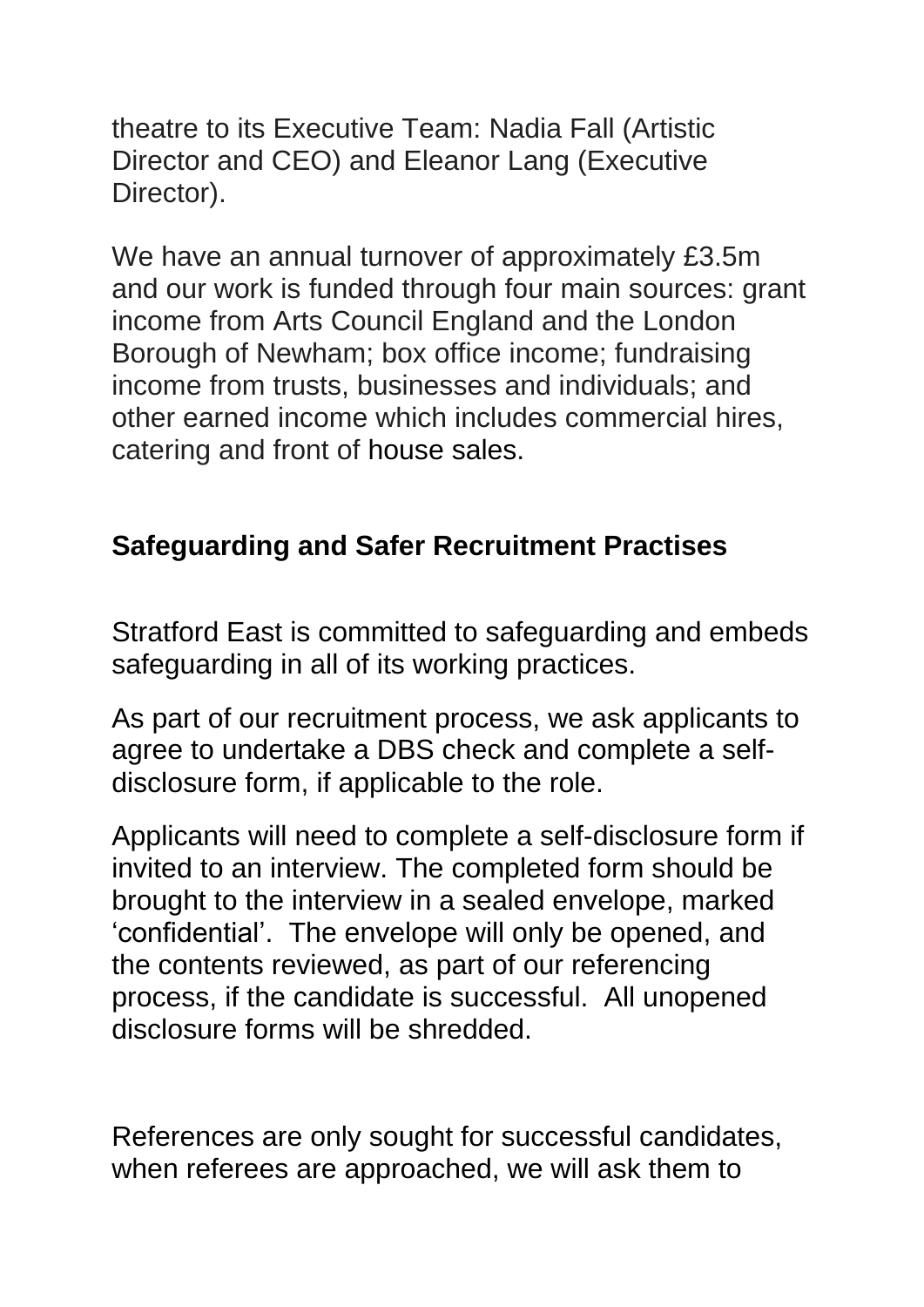theatre to its Executive Team: Nadia Fall (Artistic Director and CEO) and Eleanor Lang (Executive Director).

We have an annual turnover of approximately £3.5m and our work is funded through four main sources: grant income from Arts Council England and the London Borough of Newham; box office income; fundraising income from trusts, businesses and individuals; and other earned income which includes commercial hires, catering and front of house sales.

## Safeguarding and Safer Recruitment Practises

Stratford East is committed to safeguarding and embeds safeguarding in all of its working practices.

As part of our recruitment process, we ask applicants to agree to undertake a DBS check and complete a self-disclosure form, if applicable to the role.

Applicants will need to complete a self-disclosure form if invited to an interview. The completed form should be brought to the interview in a sealed envelope, marked 'confidential'. The envelope will only be opened, and the contents reviewed, as part of our referencing process, if the candidate is successful. All unopened disclosure forms will be shredded.

References are only sought for successful candidates, when referees are approached, we will ask them to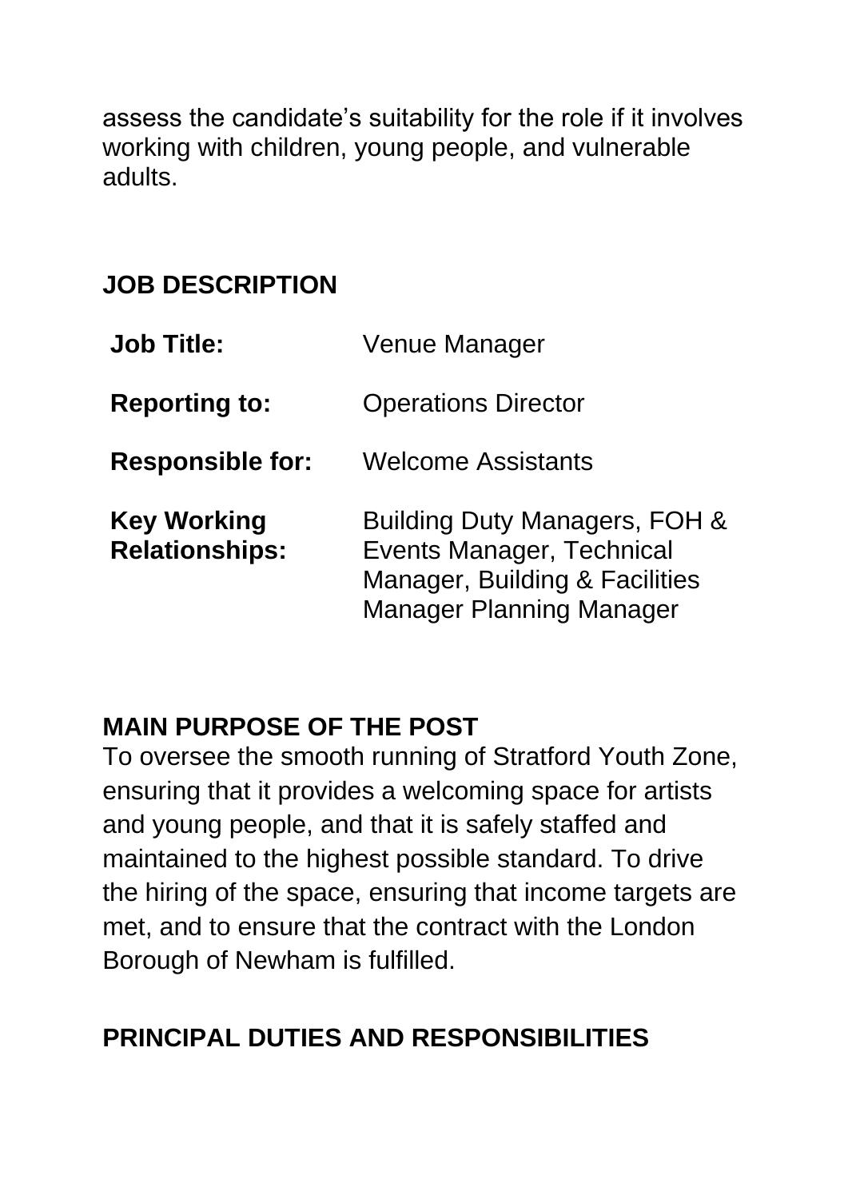assess the candidate's suitability for the role if it involves working with children, young people, and vulnerable adults.

## JOB DESCRIPTION

| | |
|---|---|
| **Job Title:** | Venue Manager |
| **Reporting to:** | Operations Director |
| **Responsible for:** | Welcome Assistants |
| **Key Working Relationships:** | Building Duty Managers, FOH & Events Manager, Technical Manager, Building & Facilities Manager Planning Manager |

## MAIN PURPOSE OF THE POST

To oversee the smooth running of Stratford Youth Zone, ensuring that it provides a welcoming space for artists and young people, and that it is safely staffed and maintained to the highest possible standard. To drive the hiring of the space, ensuring that income targets are met, and to ensure that the contract with the London Borough of Newham is fulfilled.

## PRINCIPAL DUTIES AND RESPONSIBILITIES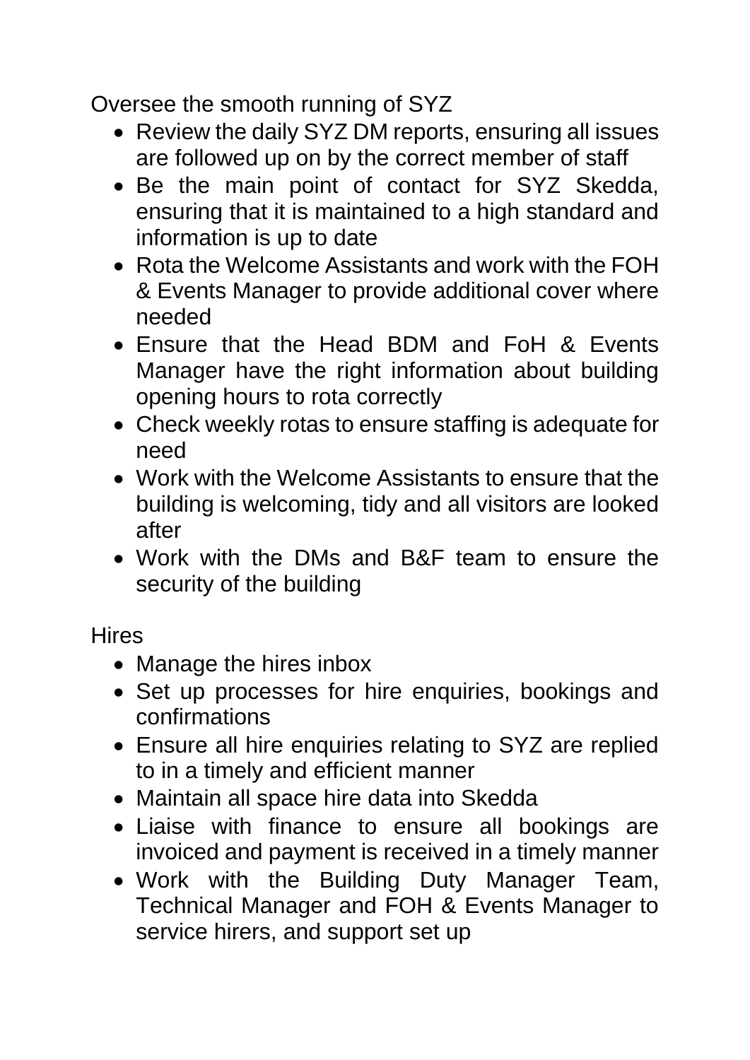Oversee the smooth running of SYZ

- Review the daily SYZ DM reports, ensuring all issues are followed up on by the correct member of staff
- Be the main point of contact for SYZ Skedda, ensuring that it is maintained to a high standard and information is up to date
- Rota the Welcome Assistants and work with the FOH & Events Manager to provide additional cover where needed
- Ensure that the Head BDM and FoH & Events Manager have the right information about building opening hours to rota correctly
- Check weekly rotas to ensure staffing is adequate for need
- Work with the Welcome Assistants to ensure that the building is welcoming, tidy and all visitors are looked after
- Work with the DMs and B&F team to ensure the security of the building

Hires

- Manage the hires inbox
- Set up processes for hire enquiries, bookings and confirmations
- Ensure all hire enquiries relating to SYZ are replied to in a timely and efficient manner
- Maintain all space hire data into Skedda
- Liaise with finance to ensure all bookings are invoiced and payment is received in a timely manner
- Work with the Building Duty Manager Team, Technical Manager and FOH & Events Manager to service hirers, and support set up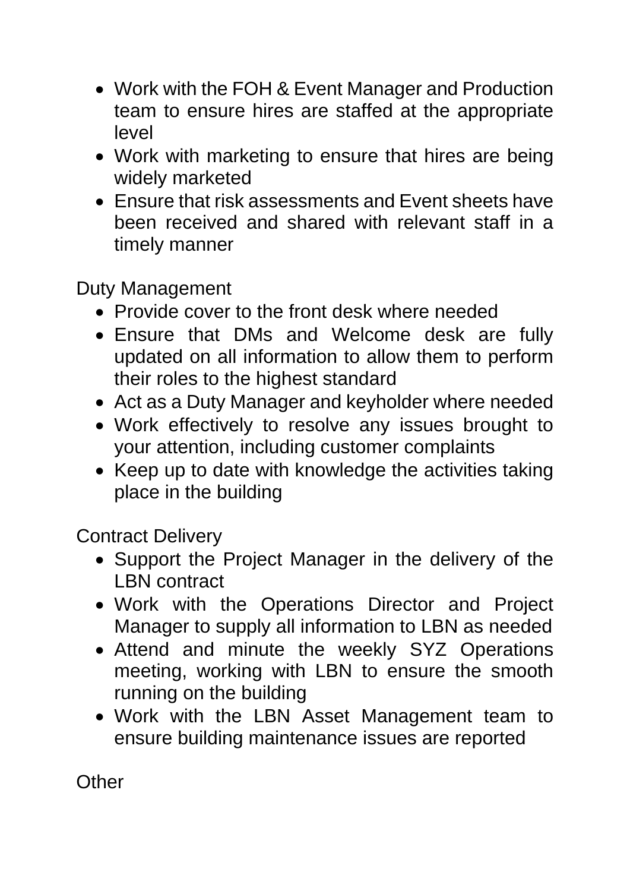- Work with the FOH & Event Manager and Production team to ensure hires are staffed at the appropriate level
- Work with marketing to ensure that hires are being widely marketed
- Ensure that risk assessments and Event sheets have been received and shared with relevant staff in a timely manner

Duty Management

- Provide cover to the front desk where needed
- Ensure that DMs and Welcome desk are fully updated on all information to allow them to perform their roles to the highest standard
- Act as a Duty Manager and keyholder where needed
- Work effectively to resolve any issues brought to your attention, including customer complaints
- Keep up to date with knowledge the activities taking place in the building

Contract Delivery

- Support the Project Manager in the delivery of the LBN contract
- Work with the Operations Director and Project Manager to supply all information to LBN as needed
- Attend and minute the weekly SYZ Operations meeting, working with LBN to ensure the smooth running on the building
- Work with the LBN Asset Management team to ensure building maintenance issues are reported

Other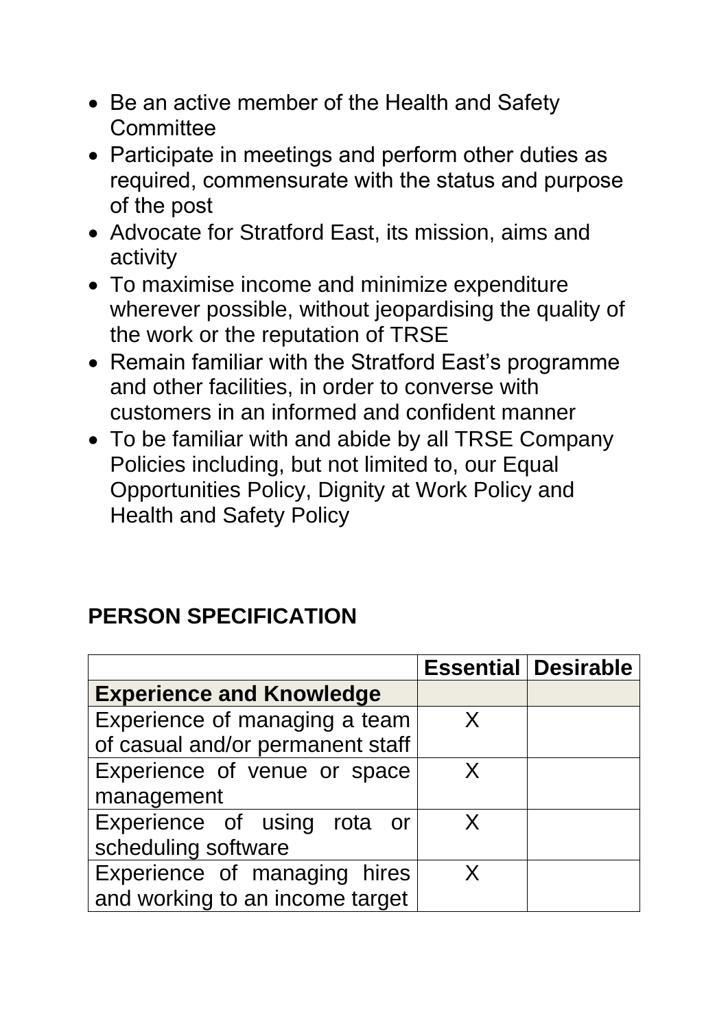- Be an active member of the Health and Safety Committee
- Participate in meetings and perform other duties as required, commensurate with the status and purpose of the post
- Advocate for Stratford East, its mission, aims and activity
- To maximise income and minimize expenditure wherever possible, without jeopardising the quality of the work or the reputation of TRSE
- Remain familiar with the Stratford East's programme and other facilities, in order to converse with customers in an informed and confident manner
- To be familiar with and abide by all TRSE Company Policies including, but not limited to, our Equal Opportunities Policy, Dignity at Work Policy and Health and Safety Policy

## PERSON SPECIFICATION

| | **Essential** | **Desirable** |
|---|---|---|
| **Experience and Knowledge** | | |
| Experience of managing a team of casual and/or permanent staff | X | |
| Experience of venue or space management | X | |
| Experience of using rota or scheduling software | X | |
| Experience of managing hires and working to an income target | X | |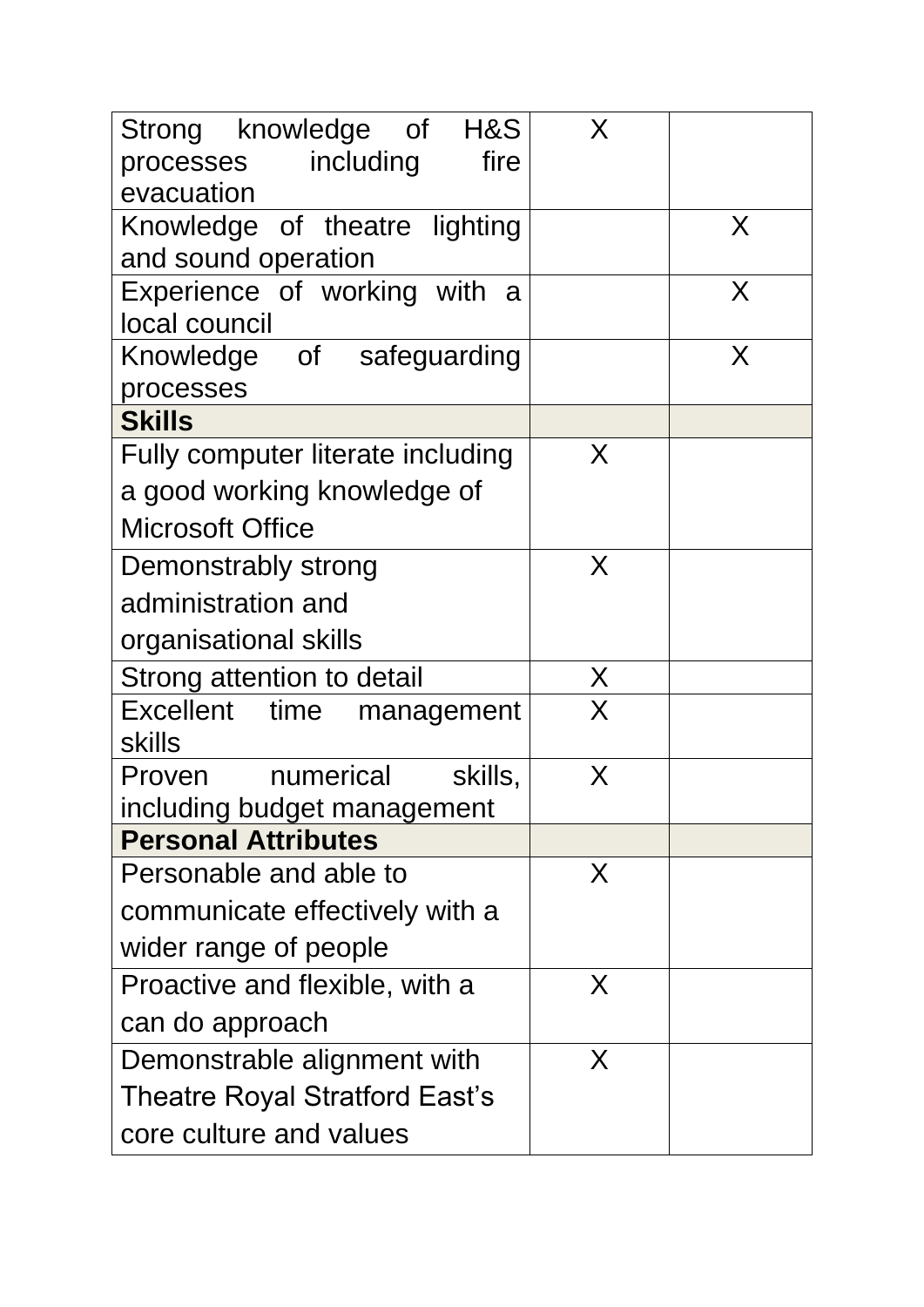| | | |
|---|---|---|
| Strong knowledge of H&S processes including fire evacuation | X | |
| Knowledge of theatre lighting and sound operation | | X |
| Experience of working with a local council | | X |
| Knowledge of safeguarding processes | | X |
| **Skills** | | |
| Fully computer literate including a good working knowledge of Microsoft Office | X | |
| Demonstrably strong administration and organisational skills | X | |
| Strong attention to detail | X | |
| Excellent time management skills | X | |
| Proven numerical skills, including budget management | X | |
| **Personal Attributes** | | |
| Personable and able to communicate effectively with a wider range of people | X | |
| Proactive and flexible, with a can do approach | X | |
| Demonstrable alignment with Theatre Royal Stratford East's core culture and values | X | |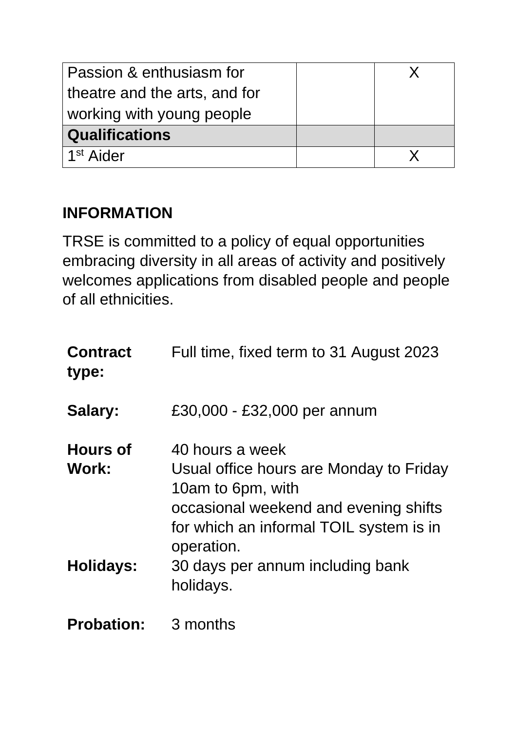| | | |
|---|---|---|
| Passion & enthusiasm for theatre and the arts, and for working with young people | | X |
| **Qualifications** | | |
| 1st Aider | | X |

**INFORMATION**

TRSE is committed to a policy of equal opportunities embracing diversity in all areas of activity and positively welcomes applications from disabled people and people of all ethnicities.

| | |
|---|---|
| **Contract type:** | Full time, fixed term to 31 August 2023 |
| **Salary:** | £30,000 - £32,000 per annum |
| **Hours of Work:** | 40 hours a week<br>Usual office hours are Monday to Friday 10am to 6pm, with occasional weekend and evening shifts for which an informal TOIL system is in operation. |
| **Holidays:** | 30 days per annum including bank holidays. |
| **Probation:** | 3 months |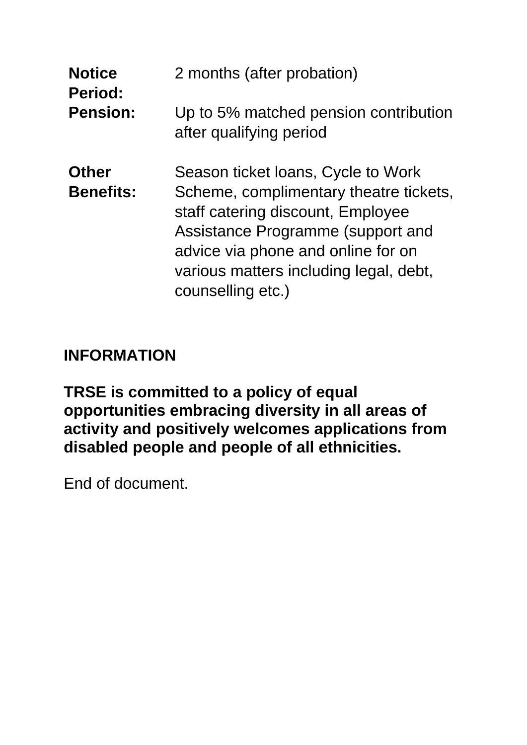| | |
|---|---|
| **Notice Period:** | 2 months (after probation) |
| **Pension:** | Up to 5% matched pension contribution after qualifying period |
| **Other Benefits:** | Season ticket loans, Cycle to Work Scheme, complimentary theatre tickets, staff catering discount, Employee Assistance Programme (support and advice via phone and online for on various matters including legal, debt, counselling etc.) |

## INFORMATION

**TRSE is committed to a policy of equal opportunities embracing diversity in all areas of activity and positively welcomes applications from disabled people and people of all ethnicities.**

End of document.